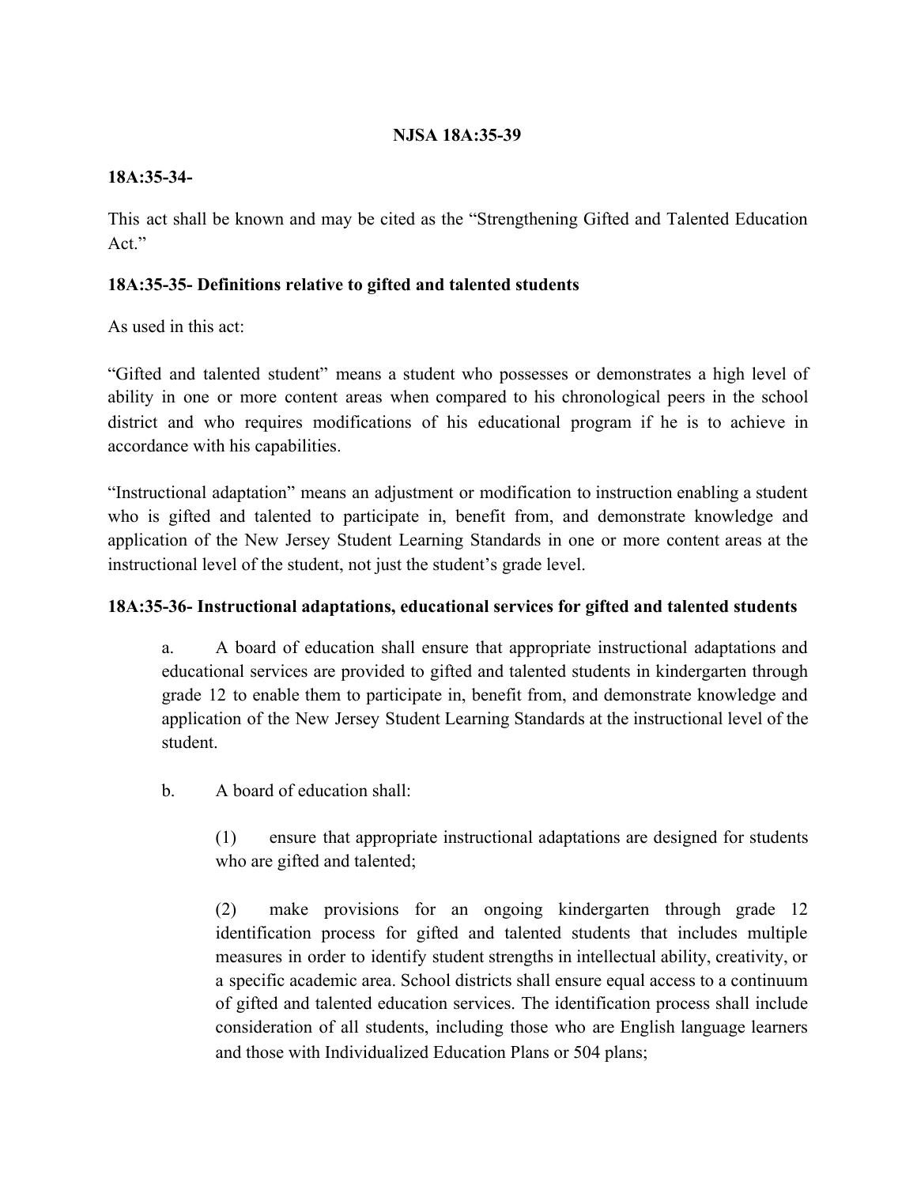# NJSA 18A:35-39

**18A:35-34-**

This act shall be known and may be cited as the "Strengthening Gifted and Talented Education Act."

**18A:35-35- Definitions relative to gifted and talented students**

As used in this act:

"Gifted and talented student" means a student who possesses or demonstrates a high level of ability in one or more content areas when compared to his chronological peers in the school district and who requires modifications of his educational program if he is to achieve in accordance with his capabilities.

"Instructional adaptation" means an adjustment or modification to instruction enabling a student who is gifted and talented to participate in, benefit from, and demonstrate knowledge and application of the New Jersey Student Learning Standards in one or more content areas at the instructional level of the student, not just the student's grade level.

**18A:35-36- Instructional adaptations, educational services for gifted and talented students**

a. A board of education shall ensure that appropriate instructional adaptations and educational services are provided to gifted and talented students in kindergarten through grade 12 to enable them to participate in, benefit from, and demonstrate knowledge and application of the New Jersey Student Learning Standards at the instructional level of the student.

b. A board of education shall:

(1) ensure that appropriate instructional adaptations are designed for students who are gifted and talented;

(2) make provisions for an ongoing kindergarten through grade 12 identification process for gifted and talented students that includes multiple measures in order to identify student strengths in intellectual ability, creativity, or a specific academic area. School districts shall ensure equal access to a continuum of gifted and talented education services. The identification process shall include consideration of all students, including those who are English language learners and those with Individualized Education Plans or 504 plans;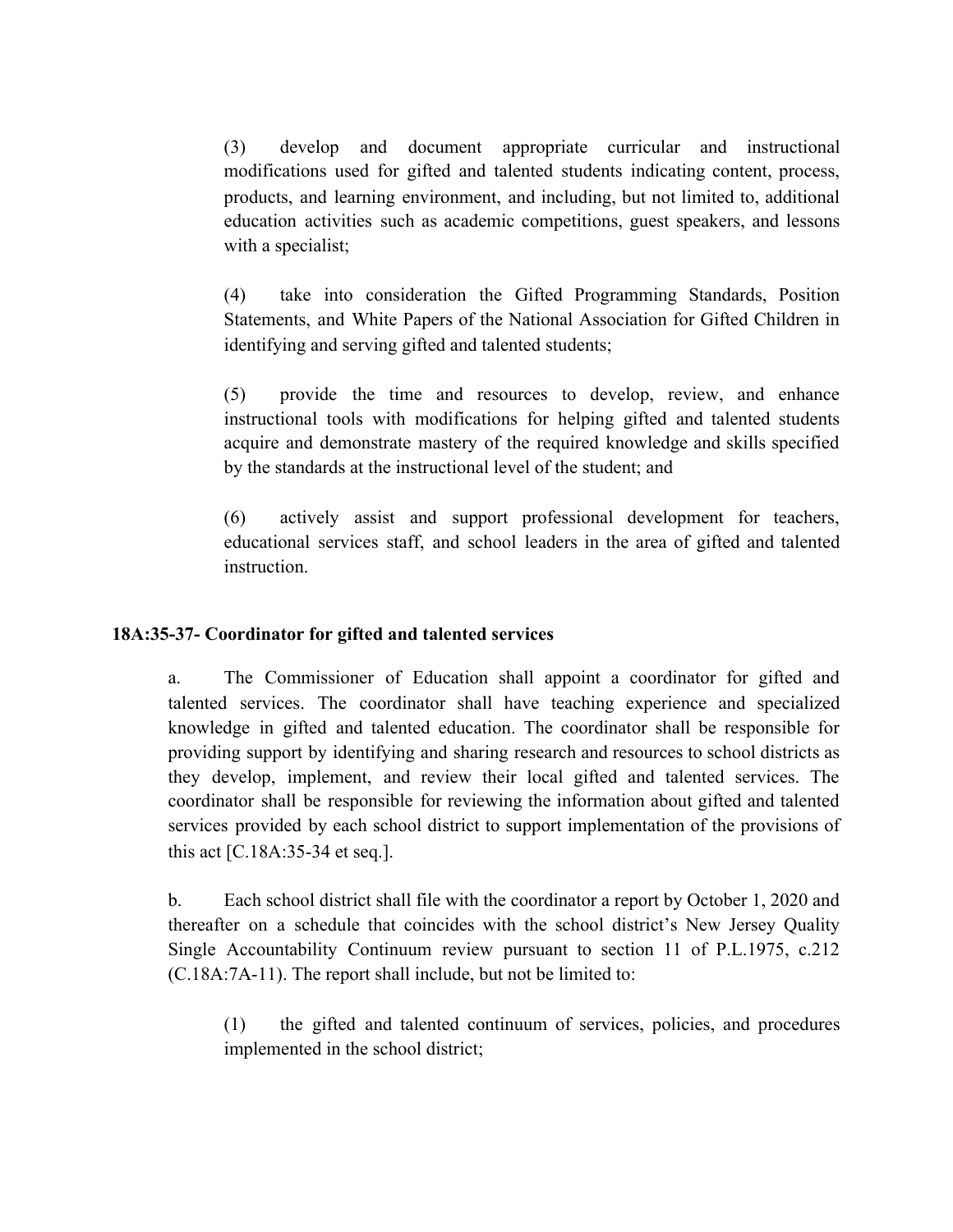(3) develop and document appropriate curricular and instructional modifications used for gifted and talented students indicating content, process, products, and learning environment, and including, but not limited to, additional education activities such as academic competitions, guest speakers, and lessons with a specialist;

(4) take into consideration the Gifted Programming Standards, Position Statements, and White Papers of the National Association for Gifted Children in identifying and serving gifted and talented students;

(5) provide the time and resources to develop, review, and enhance instructional tools with modifications for helping gifted and talented students acquire and demonstrate mastery of the required knowledge and skills specified by the standards at the instructional level of the student; and

(6) actively assist and support professional development for teachers, educational services staff, and school leaders in the area of gifted and talented instruction.

**18A:35-37- Coordinator for gifted and talented services**

a. The Commissioner of Education shall appoint a coordinator for gifted and talented services. The coordinator shall have teaching experience and specialized knowledge in gifted and talented education. The coordinator shall be responsible for providing support by identifying and sharing research and resources to school districts as they develop, implement, and review their local gifted and talented services. The coordinator shall be responsible for reviewing the information about gifted and talented services provided by each school district to support implementation of the provisions of this act [C.18A:35-34 et seq.].

b. Each school district shall file with the coordinator a report by October 1, 2020 and thereafter on a schedule that coincides with the school district's New Jersey Quality Single Accountability Continuum review pursuant to section 11 of P.L.1975, c.212 (C.18A:7A-11). The report shall include, but not be limited to:

(1) the gifted and talented continuum of services, policies, and procedures implemented in the school district;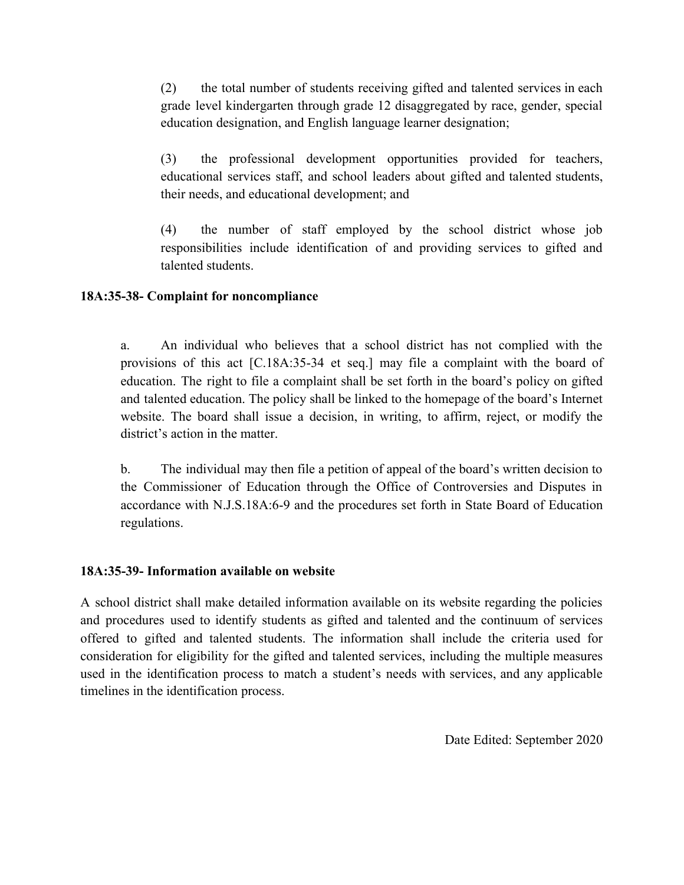(2) the total number of students receiving gifted and talented services in each grade level kindergarten through grade 12 disaggregated by race, gender, special education designation, and English language learner designation;

(3) the professional development opportunities provided for teachers, educational services staff, and school leaders about gifted and talented students, their needs, and educational development; and

(4) the number of staff employed by the school district whose job responsibilities include identification of and providing services to gifted and talented students.

**18A:35-38- Complaint for noncompliance**

a. An individual who believes that a school district has not complied with the provisions of this act [C.18A:35-34 et seq.] may file a complaint with the board of education. The right to file a complaint shall be set forth in the board's policy on gifted and talented education. The policy shall be linked to the homepage of the board's Internet website. The board shall issue a decision, in writing, to affirm, reject, or modify the district's action in the matter.

b. The individual may then file a petition of appeal of the board's written decision to the Commissioner of Education through the Office of Controversies and Disputes in accordance with N.J.S.18A:6-9 and the procedures set forth in State Board of Education regulations.

**18A:35-39- Information available on website**

A school district shall make detailed information available on its website regarding the policies and procedures used to identify students as gifted and talented and the continuum of services offered to gifted and talented students. The information shall include the criteria used for consideration for eligibility for the gifted and talented services, including the multiple measures used in the identification process to match a student's needs with services, and any applicable timelines in the identification process.

Date Edited: September 2020